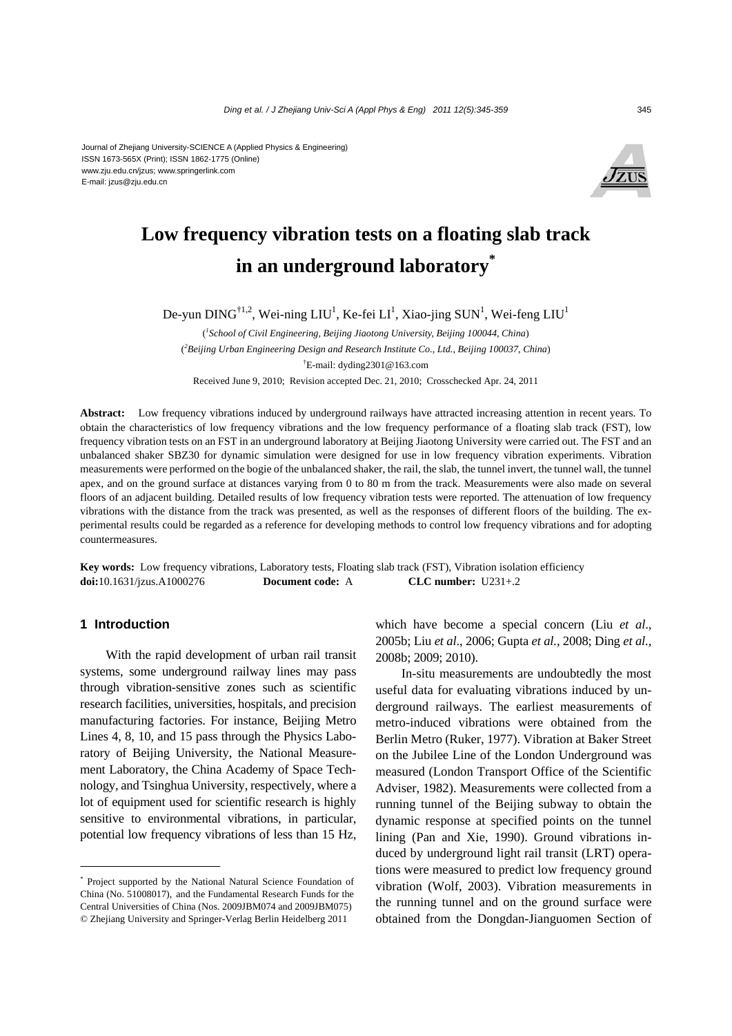Journal of Zhejiang University-SCIENCE A (Applied Physics & Engineering)
ISSN 1673-565X (Print); ISSN 1862-1775 (Online)
www.zju.edu.cn/jzus; www.springerlink.com
E-mail: jzus@zju.edu.cn

# Low frequency vibration tests on a floating slab track in an underground laboratory*

De-yun DING[†1,2], Wei-ning LIU[1], Ke-fei LI[1], Xiao-jing SUN[1], Wei-feng LIU[1]

([1]*School of Civil Engineering, Beijing Jiaotong University, Beijing 100044, China*)

([2]*Beijing Urban Engineering Design and Research Institute Co., Ltd., Beijing 100037, China*)

[†]E-mail: dyding2301@163.com

Received June 9, 2010; Revision accepted Dec. 21, 2010; Crosschecked Apr. 24, 2011

**Abstract:** Low frequency vibrations induced by underground railways have attracted increasing attention in recent years. To obtain the characteristics of low frequency vibrations and the low frequency performance of a floating slab track (FST), low frequency vibration tests on an FST in an underground laboratory at Beijing Jiaotong University were carried out. The FST and an unbalanced shaker SBZ30 for dynamic simulation were designed for use in low frequency vibration experiments. Vibration measurements were performed on the bogie of the unbalanced shaker, the rail, the slab, the tunnel invert, the tunnel wall, the tunnel apex, and on the ground surface at distances varying from 0 to 80 m from the track. Measurements were also made on several floors of an adjacent building. Detailed results of low frequency vibration tests were reported. The attenuation of low frequency vibrations with the distance from the track was presented, as well as the responses of different floors of the building. The experimental results could be regarded as a reference for developing methods to control low frequency vibrations and for adopting countermeasures.

**Key words:** Low frequency vibrations, Laboratory tests, Floating slab track (FST), Vibration isolation efficiency
**doi:**10.1631/jzus.A1000276 **Document code:** A **CLC number:** U231+.2

## 1 Introduction

With the rapid development of urban rail transit systems, some underground railway lines may pass through vibration-sensitive zones such as scientific research facilities, universities, hospitals, and precision manufacturing factories. For instance, Beijing Metro Lines 4, 8, 10, and 15 pass through the Physics Laboratory of Beijing University, the National Measurement Laboratory, the China Academy of Space Technology, and Tsinghua University, respectively, where a lot of equipment used for scientific research is highly sensitive to environmental vibrations, in particular, potential low frequency vibrations of less than 15 Hz, which have become a special concern (Liu *et al*., 2005b; Liu *et al*., 2006; Gupta *et al.*, 2008; Ding *et al.*, 2008b; 2009; 2010).

In-situ measurements are undoubtedly the most useful data for evaluating vibrations induced by underground railways. The earliest measurements of metro-induced vibrations were obtained from the Berlin Metro (Ruker, 1977). Vibration at Baker Street on the Jubilee Line of the London Underground was measured (London Transport Office of the Scientific Adviser, 1982). Measurements were collected from a running tunnel of the Beijing subway to obtain the dynamic response at specified points on the tunnel lining (Pan and Xie, 1990). Ground vibrations induced by underground light rail transit (LRT) operations were measured to predict low frequency ground vibration (Wolf, 2003). Vibration measurements in the running tunnel and on the ground surface were obtained from the Dongdan-Jianguomen Section of

---

* Project supported by the National Natural Science Foundation of China (No. 51008017), and the Fundamental Research Funds for the Central Universities of China (Nos. 2009JBM074 and 2009JBM075)
© Zhejiang University and Springer-Verlag Berlin Heidelberg 2011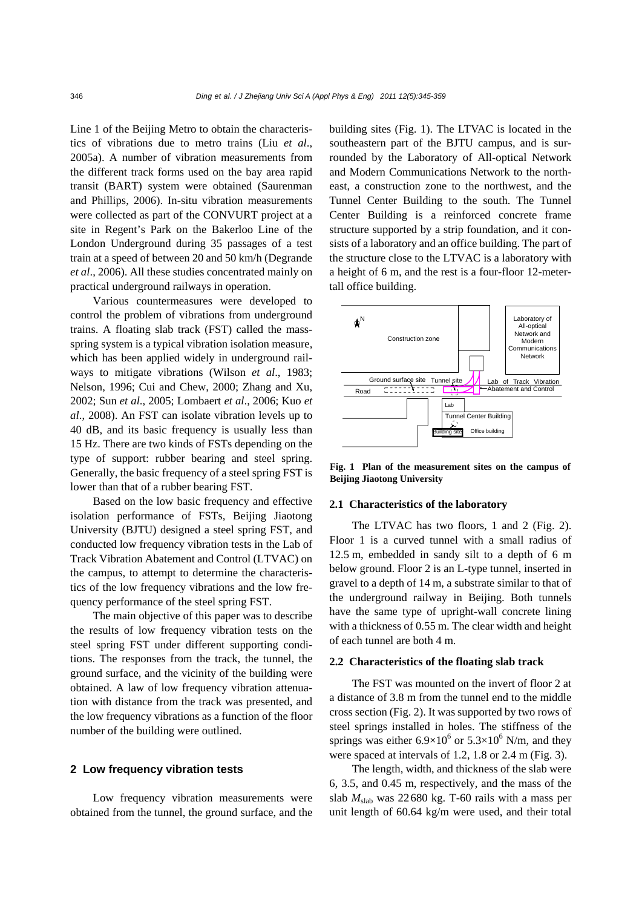Line 1 of the Beijing Metro to obtain the characteristics of vibrations due to metro trains (Liu *et al*., 2005a). A number of vibration measurements from the different track forms used on the bay area rapid transit (BART) system were obtained (Saurenman and Phillips, 2006). In-situ vibration measurements were collected as part of the CONVURT project at a site in Regent's Park on the Bakerloo Line of the London Underground during 35 passages of a test train at a speed of between 20 and 50 km/h (Degrande *et al*., 2006). All these studies concentrated mainly on practical underground railways in operation.

Various countermeasures were developed to control the problem of vibrations from underground trains. A floating slab track (FST) called the mass-spring system is a typical vibration isolation measure, which has been applied widely in underground railways to mitigate vibrations (Wilson *et al*., 1983; Nelson, 1996; Cui and Chew, 2000; Zhang and Xu, 2002; Sun *et al*., 2005; Lombaert *et al*., 2006; Kuo *et al*., 2008). An FST can isolate vibration levels up to 40 dB, and its basic frequency is usually less than 15 Hz. There are two kinds of FSTs depending on the type of support: rubber bearing and steel spring. Generally, the basic frequency of a steel spring FST is lower than that of a rubber bearing FST.

Based on the low basic frequency and effective isolation performance of FSTs, Beijing Jiaotong University (BJTU) designed a steel spring FST, and conducted low frequency vibration tests in the Lab of Track Vibration Abatement and Control (LTVAC) on the campus, to attempt to determine the characteristics of the low frequency vibrations and the low frequency performance of the steel spring FST.

The main objective of this paper was to describe the results of low frequency vibration tests on the steel spring FST under different supporting conditions. The responses from the track, the tunnel, the ground surface, and the vicinity of the building were obtained. A law of low frequency vibration attenuation with distance from the track was presented, and the low frequency vibrations as a function of the floor number of the building were outlined.

## 2 Low frequency vibration tests

Low frequency vibration measurements were obtained from the tunnel, the ground surface, and the building sites (Fig. 1). The LTVAC is located in the southeastern part of the BJTU campus, and is surrounded by the Laboratory of All-optical Network and Modern Communications Network to the northeast, a construction zone to the northwest, and the Tunnel Center Building to the south. The Tunnel Center Building is a reinforced concrete frame structure supported by a strip foundation, and it consists of a laboratory and an office building. The part of the structure close to the LTVAC is a laboratory with a height of 6 m, and the rest is a four-floor 12-meter-tall office building.

**Fig. 1 Plan of the measurement sites on the campus of Beijing Jiaotong University**

### 2.1 Characteristics of the laboratory

The LTVAC has two floors, 1 and 2 (Fig. 2). Floor 1 is a curved tunnel with a small radius of 12.5 m, embedded in sandy silt to a depth of 6 m below ground. Floor 2 is an L-type tunnel, inserted in gravel to a depth of 14 m, a substrate similar to that of the underground railway in Beijing. Both tunnels have the same type of upright-wall concrete lining with a thickness of 0.55 m. The clear width and height of each tunnel are both 4 m.

### 2.2 Characteristics of the floating slab track

The FST was mounted on the invert of floor 2 at a distance of 3.8 m from the tunnel end to the middle cross section (Fig. 2). It was supported by two rows of steel springs installed in holes. The stiffness of the springs was either $6.9\times10^{6}$ or $5.3\times10^{6}$ N/m, and they were spaced at intervals of 1.2, 1.8 or 2.4 m (Fig. 3).

The length, width, and thickness of the slab were 6, 3.5, and 0.45 m, respectively, and the mass of the slab $M_{\text{slab}}$ was 22 680 kg. T-60 rails with a mass per unit length of 60.64 kg/m were used, and their total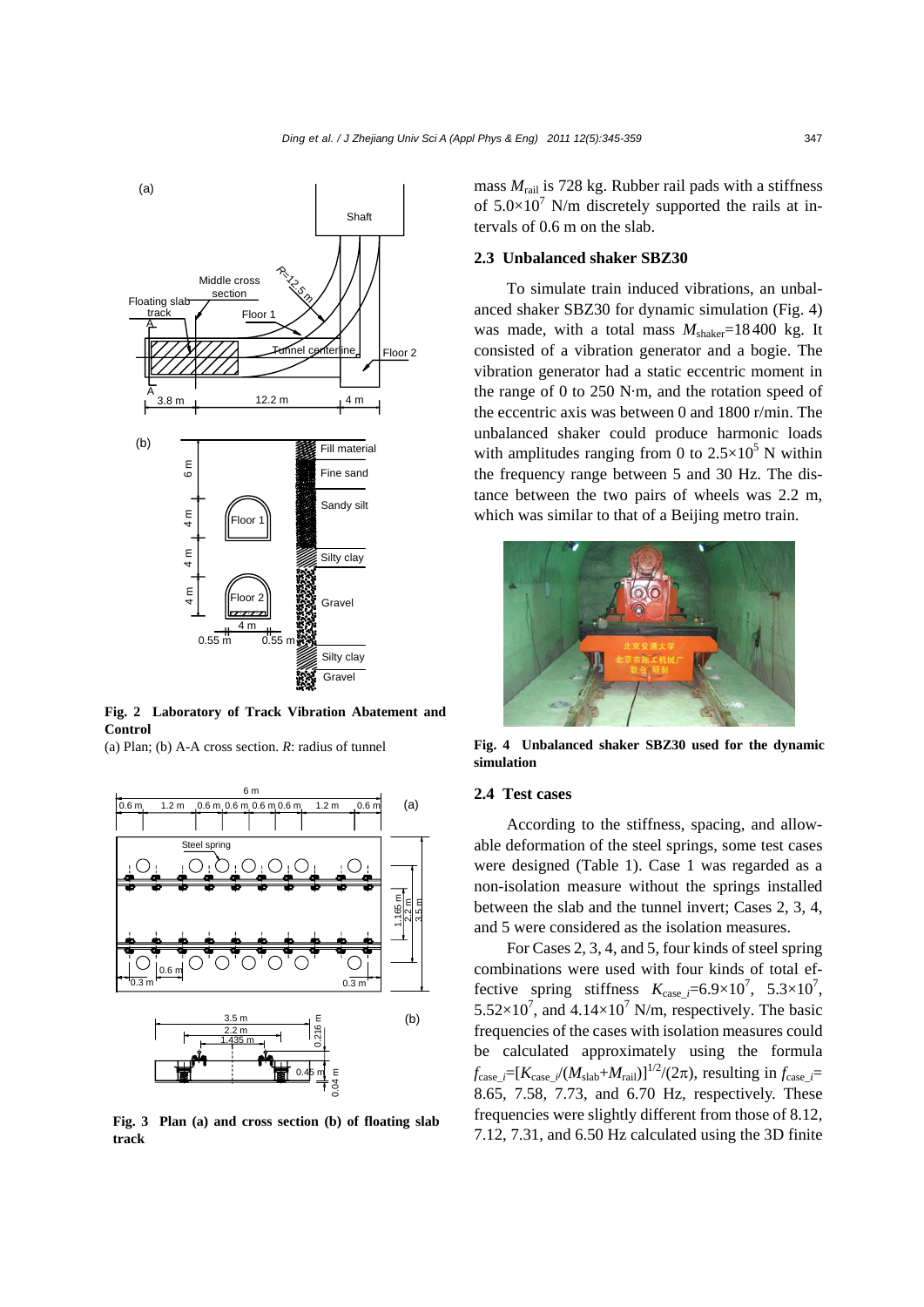Fig. 2 **Laboratory of Track Vibration Abatement and Control**

(a) Plan; (b) A-A cross section. $R$: radius of tunnel

**Fig. 3 Plan (a) and cross section (b) of floating slab track**

mass $M_{rail}$ is 728 kg. Rubber rail pads with a stiffness of $5.0\times10^7$ N/m discretely supported the rails at intervals of 0.6 m on the slab.

### 2.3 Unbalanced shaker SBZ30

To simulate train induced vibrations, an unbalanced shaker SBZ30 for dynamic simulation (Fig. 4) was made, with a total mass $M_{shaker}$=18400 kg. It consisted of a vibration generator and a bogie. The vibration generator had a static eccentric moment in the range of 0 to 250 N·m, and the rotation speed of the eccentric axis was between 0 and 1800 r/min. The unbalanced shaker could produce harmonic loads with amplitudes ranging from 0 to $2.5\times10^5$ N within the frequency range between 5 and 30 Hz. The distance between the two pairs of wheels was 2.2 m, which was similar to that of a Beijing metro train.

**Fig. 4 Unbalanced shaker SBZ30 used for the dynamic simulation**

### 2.4 Test cases

According to the stiffness, spacing, and allowable deformation of the steel springs, some test cases were designed (Table 1). Case 1 was regarded as a non-isolation measure without the springs installed between the slab and the tunnel invert; Cases 2, 3, 4, and 5 were considered as the isolation measures.

For Cases 2, 3, 4, and 5, four kinds of steel spring combinations were used with four kinds of total effective spring stiffness $K_{case\_i}$=$6.9\times10^7$, $5.3\times10^7$, $5.52\times10^7$, and $4.14\times10^7$ N/m, respectively. The basic frequencies of the cases with isolation measures could be calculated approximately using the formula $f_{case\_i}=[K_{case\_i}/(M_{slab}+M_{rail})]^{1/2}/(2\pi)$, resulting in $f_{case\_i}$= 8.65, 7.58, 7.73, and 6.70 Hz, respectively. These frequencies were slightly different from those of 8.12, 7.12, 7.31, and 6.50 Hz calculated using the 3D finite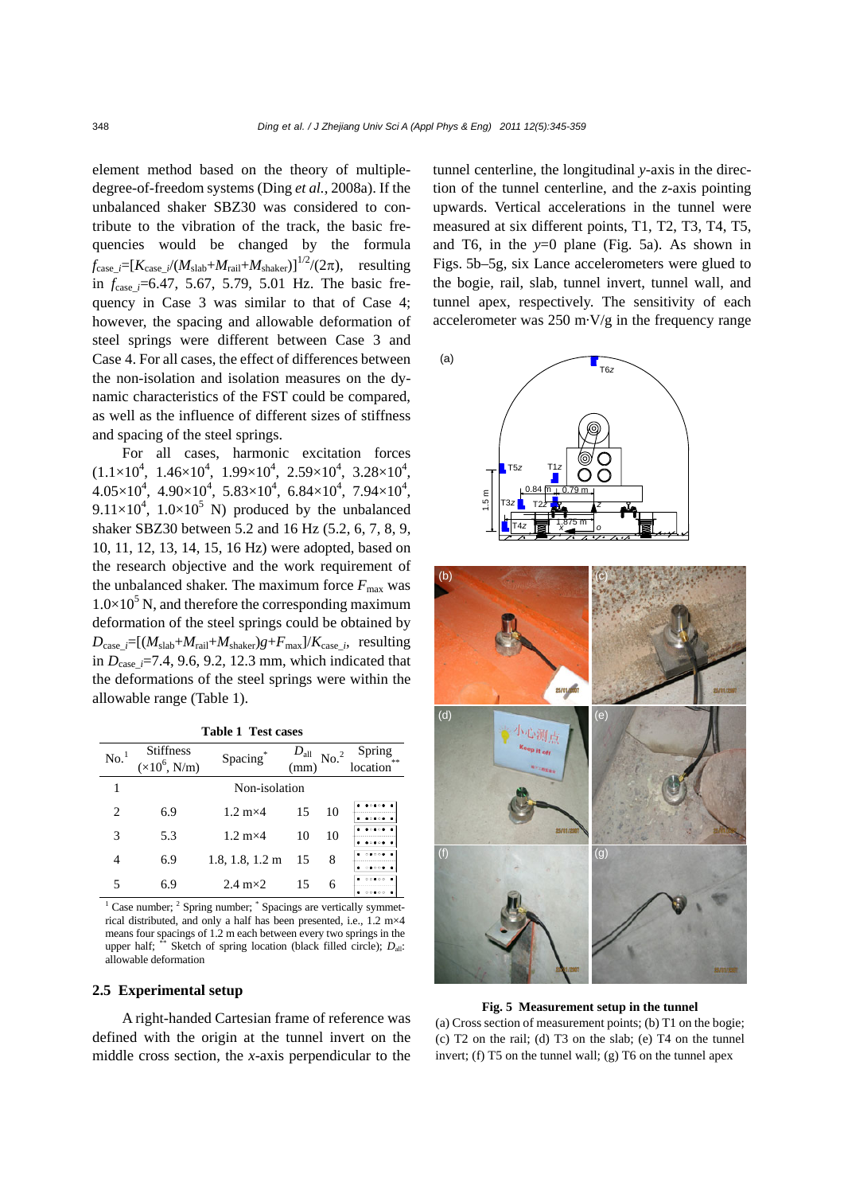element method based on the theory of multiple-degree-of-freedom systems (Ding *et al.*, 2008a). If the unbalanced shaker SBZ30 was considered to contribute to the vibration of the track, the basic frequencies would be changed by the formula $f_{\text{case\_}i}=[K_{\text{case\_}i}/(M_{\text{slab}}+M_{\text{rail}}+M_{\text{shaker}})]^{1/2}/(2\pi)$, resulting in $f_{\text{case\_}i}$=6.47, 5.67, 5.79, 5.01 Hz. The basic frequency in Case 3 was similar to that of Case 4; however, the spacing and allowable deformation of steel springs were different between Case 3 and Case 4. For all cases, the effect of differences between the non-isolation and isolation measures on the dynamic characteristics of the FST could be compared, as well as the influence of different sizes of stiffness and spacing of the steel springs.

For all cases, harmonic excitation forces ($1.1\times10^4$, $1.46\times10^4$, $1.99\times10^4$, $2.59\times10^4$, $3.28\times10^4$, $4.05\times10^4$, $4.90\times10^4$, $5.83\times10^4$, $6.84\times10^4$, $7.94\times10^4$, $9.11\times10^4$, $1.0\times10^5$ N) produced by the unbalanced shaker SBZ30 between 5.2 and 16 Hz (5.2, 6, 7, 8, 9, 10, 11, 12, 13, 14, 15, 16 Hz) were adopted, based on the research objective and the work requirement of the unbalanced shaker. The maximum force $F_{\max}$ was $1.0\times10^5$ N, and therefore the corresponding maximum deformation of the steel springs could be obtained by $D_{\text{case\_}i}=[(M_{\text{slab}}+M_{\text{rail}}+M_{\text{shaker}})g+F_{\max}]/K_{\text{case\_}i}$, resulting in $D_{\text{case\_}i}$=7.4, 9.6, 9.2, 12.3 mm, which indicated that the deformations of the steel springs were within the allowable range (Table 1).

**Table 1 Test cases**

| No.[1] | Stiffness ($\times10^6$, N/m) | Spacing[*] | $D_{\text{all}}$ (mm) | No.[2] | Spring location[**] |
|---|---|---|---|---|---|
| 1 | Non-isolation | | | | |
| 2 | 6.9 | 1.2 m×4 | 15 | 10 | |
| 3 | 5.3 | 1.2 m×4 | 10 | 10 | |
| 4 | 6.9 | 1.8, 1.8, 1.2 m | 15 | 8 | |
| 5 | 6.9 | 2.4 m×2 | 15 | 6 | |

[1] Case number; [2] Spring number; [*] Spacings are vertically symmetrical distributed, and only a half has been presented, i.e., 1.2 m×4 means four spacings of 1.2 m each between every two springs in the upper half; [**] Sketch of spring location (black filled circle); $D_{\text{all}}$: allowable deformation

## 2.5 Experimental setup

A right-handed Cartesian frame of reference was defined with the origin at the tunnel invert on the middle cross section, the *x*-axis perpendicular to the tunnel centerline, the longitudinal *y*-axis in the direction of the tunnel centerline, and the *z*-axis pointing upwards. Vertical accelerations in the tunnel were measured at six different points, T1, T2, T3, T4, T5, and T6, in the *y*=0 plane (Fig. 5a). As shown in Figs. 5b–5g, six Lance accelerometers were glued to the bogie, rail, slab, tunnel invert, tunnel wall, and tunnel apex, respectively. The sensitivity of each accelerometer was 250 m·V/g in the frequency range

**Fig. 5 Measurement setup in the tunnel**

(a) Cross section of measurement points; (b) T1 on the bogie; (c) T2 on the rail; (d) T3 on the slab; (e) T4 on the tunnel invert; (f) T5 on the tunnel wall; (g) T6 on the tunnel apex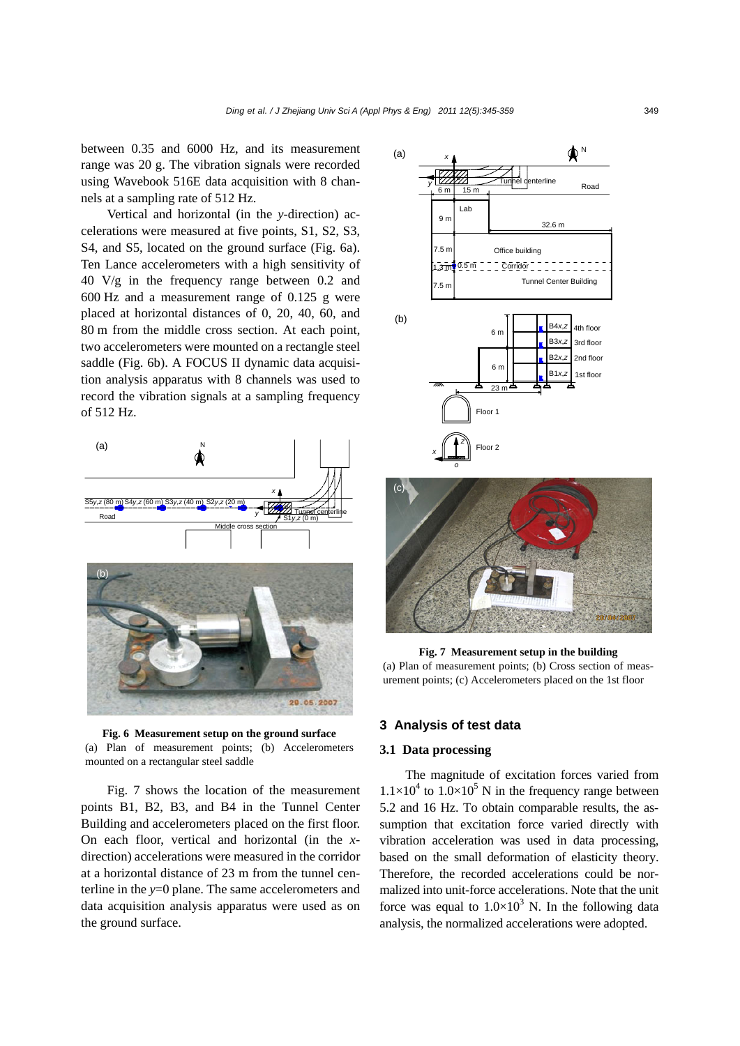between 0.35 and 6000 Hz, and its measurement range was 20 g. The vibration signals were recorded using Wavebook 516E data acquisition with 8 channels at a sampling rate of 512 Hz.

Vertical and horizontal (in the *y*-direction) accelerations were measured at five points, S1, S2, S3, S4, and S5, located on the ground surface (Fig. 6a). Ten Lance accelerometers with a high sensitivity of 40 V/g in the frequency range between 0.2 and 600 Hz and a measurement range of 0.125 g were placed at horizontal distances of 0, 20, 40, 60, and 80 m from the middle cross section. At each point, two accelerometers were mounted on a rectangle steel saddle (Fig. 6b). A FOCUS II dynamic data acquisition analysis apparatus with 8 channels was used to record the vibration signals at a sampling frequency of 512 Hz.

**Fig. 6 Measurement setup on the ground surface**
(a) Plan of measurement points; (b) Accelerometers mounted on a rectangular steel saddle

Fig. 7 shows the location of the measurement points B1, B2, B3, and B4 in the Tunnel Center Building and accelerometers placed on the first floor. On each floor, vertical and horizontal (in the *x*-direction) accelerations were measured in the corridor at a horizontal distance of 23 m from the tunnel centerline in the *y*=0 plane. The same accelerometers and data acquisition analysis apparatus were used as on the ground surface.

**Fig. 7 Measurement setup in the building**
(a) Plan of measurement points; (b) Cross section of measurement points; (c) Accelerometers placed on the 1st floor

## 3 Analysis of test data

### 3.1 Data processing

The magnitude of excitation forces varied from $1.1\times10^4$ to $1.0\times10^5$ N in the frequency range between 5.2 and 16 Hz. To obtain comparable results, the assumption that excitation force varied directly with vibration acceleration was used in data processing, based on the small deformation of elasticity theory. Therefore, the recorded accelerations could be normalized into unit-force accelerations. Note that the unit force was equal to $1.0\times10^3$ N. In the following data analysis, the normalized accelerations were adopted.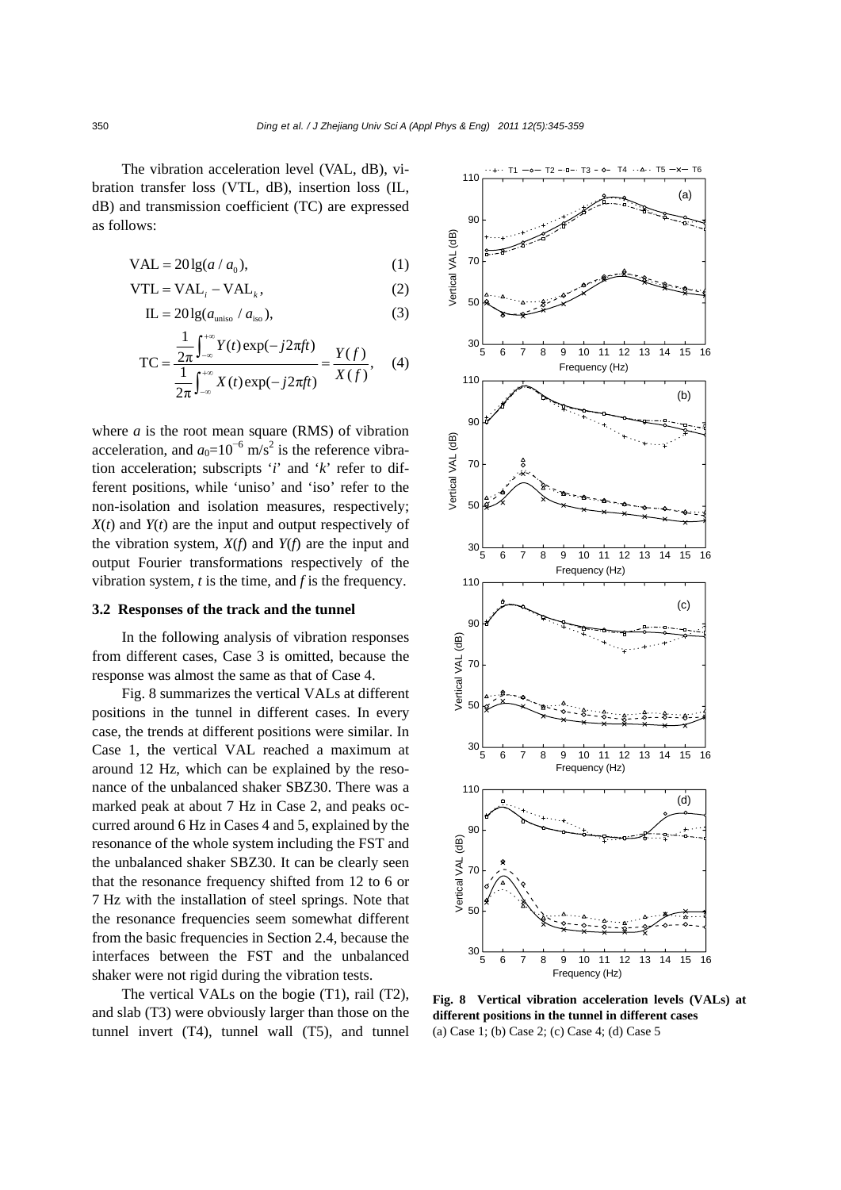The vibration acceleration level (VAL, dB), vibration transfer loss (VTL, dB), insertion loss (IL, dB) and transmission coefficient (TC) are expressed as follows:

$$\mathrm{VAL} = 20\lg(a / a_0), \quad (1)$$

$$\mathrm{VTL} = \mathrm{VAL}_i - \mathrm{VAL}_k, \quad (2)$$

$$\mathrm{IL} = 20\lg(a_{\mathrm{uniso}} / a_{\mathrm{iso}}), \quad (3)$$

$$\mathrm{TC} = \frac{\frac{1}{2\pi}\int_{-\infty}^{+\infty} Y(t)\exp(-j2\pi ft)}{\frac{1}{2\pi}\int_{-\infty}^{+\infty} X(t)\exp(-j2\pi ft)} = \frac{Y(f)}{X(f)}, \quad (4)$$

where $a$ is the root mean square (RMS) of vibration acceleration, and $a_0=10^{-6}$ m/s$^2$ is the reference vibration acceleration; subscripts '$i$' and '$k$' refer to different positions, while 'uniso' and 'iso' refer to the non-isolation and isolation measures, respectively; $X(t)$ and $Y(t)$ are the input and output respectively of the vibration system, $X(f)$ and $Y(f)$ are the input and output Fourier transformations respectively of the vibration system, $t$ is the time, and $f$ is the frequency.

### 3.2 Responses of the track and the tunnel

In the following analysis of vibration responses from different cases, Case 3 is omitted, because the response was almost the same as that of Case 4.

Fig. 8 summarizes the vertical VALs at different positions in the tunnel in different cases. In every case, the trends at different positions were similar. In Case 1, the vertical VAL reached a maximum at around 12 Hz, which can be explained by the resonance of the unbalanced shaker SBZ30. There was a marked peak at about 7 Hz in Case 2, and peaks occurred around 6 Hz in Cases 4 and 5, explained by the resonance of the whole system including the FST and the unbalanced shaker SBZ30. It can be clearly seen that the resonance frequency shifted from 12 to 6 or 7 Hz with the installation of steel springs. Note that the resonance frequencies seem somewhat different from the basic frequencies in Section 2.4, because the interfaces between the FST and the unbalanced shaker were not rigid during the vibration tests.

The vertical VALs on the bogie (T1), rail (T2), and slab (T3) were obviously larger than those on the tunnel invert (T4), tunnel wall (T5), and tunnel

**Fig. 8 Vertical vibration acceleration levels (VALs) at different positions in the tunnel in different cases**
(a) Case 1; (b) Case 2; (c) Case 4; (d) Case 5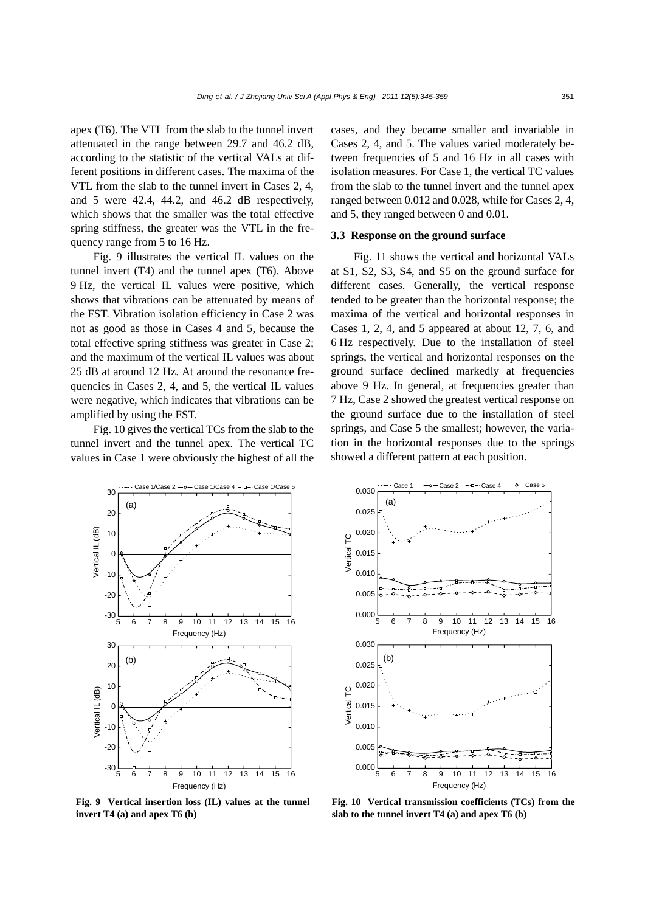apex (T6). The VTL from the slab to the tunnel invert attenuated in the range between 29.7 and 46.2 dB, according to the statistic of the vertical VALs at different positions in different cases. The maxima of the VTL from the slab to the tunnel invert in Cases 2, 4, and 5 were 42.4, 44.2, and 46.2 dB respectively, which shows that the smaller was the total effective spring stiffness, the greater was the VTL in the frequency range from 5 to 16 Hz.

Fig. 9 illustrates the vertical IL values on the tunnel invert (T4) and the tunnel apex (T6). Above 9 Hz, the vertical IL values were positive, which shows that vibrations can be attenuated by means of the FST. Vibration isolation efficiency in Case 2 was not as good as those in Cases 4 and 5, because the total effective spring stiffness was greater in Case 2; and the maximum of the vertical IL values was about 25 dB at around 12 Hz. At around the resonance frequencies in Cases 2, 4, and 5, the vertical IL values were negative, which indicates that vibrations can be amplified by using the FST.

Fig. 10 gives the vertical TCs from the slab to the tunnel invert and the tunnel apex. The vertical TC values in Case 1 were obviously the highest of all the cases, and they became smaller and invariable in Cases 2, 4, and 5. The values varied moderately between frequencies of 5 and 16 Hz in all cases with isolation measures. For Case 1, the vertical TC values from the slab to the tunnel invert and the tunnel apex ranged between 0.012 and 0.028, while for Cases 2, 4, and 5, they ranged between 0 and 0.01.

### 3.3 Response on the ground surface

Fig. 11 shows the vertical and horizontal VALs at S1, S2, S3, S4, and S5 on the ground surface for different cases. Generally, the vertical response tended to be greater than the horizontal response; the maxima of the vertical and horizontal responses in Cases 1, 2, 4, and 5 appeared at about 12, 7, 6, and 6 Hz respectively. Due to the installation of steel springs, the vertical and horizontal responses on the ground surface declined markedly at frequencies above 9 Hz. In general, at frequencies greater than 7 Hz, Case 2 showed the greatest vertical response on the ground surface due to the installation of steel springs, and Case 5 the smallest; however, the variation in the horizontal responses due to the springs showed a different pattern at each position.

**Fig. 9 Vertical insertion loss (IL) values at the tunnel invert T4 (a) and apex T6 (b)**

**Fig. 10 Vertical transmission coefficients (TCs) from the slab to the tunnel invert T4 (a) and apex T6 (b)**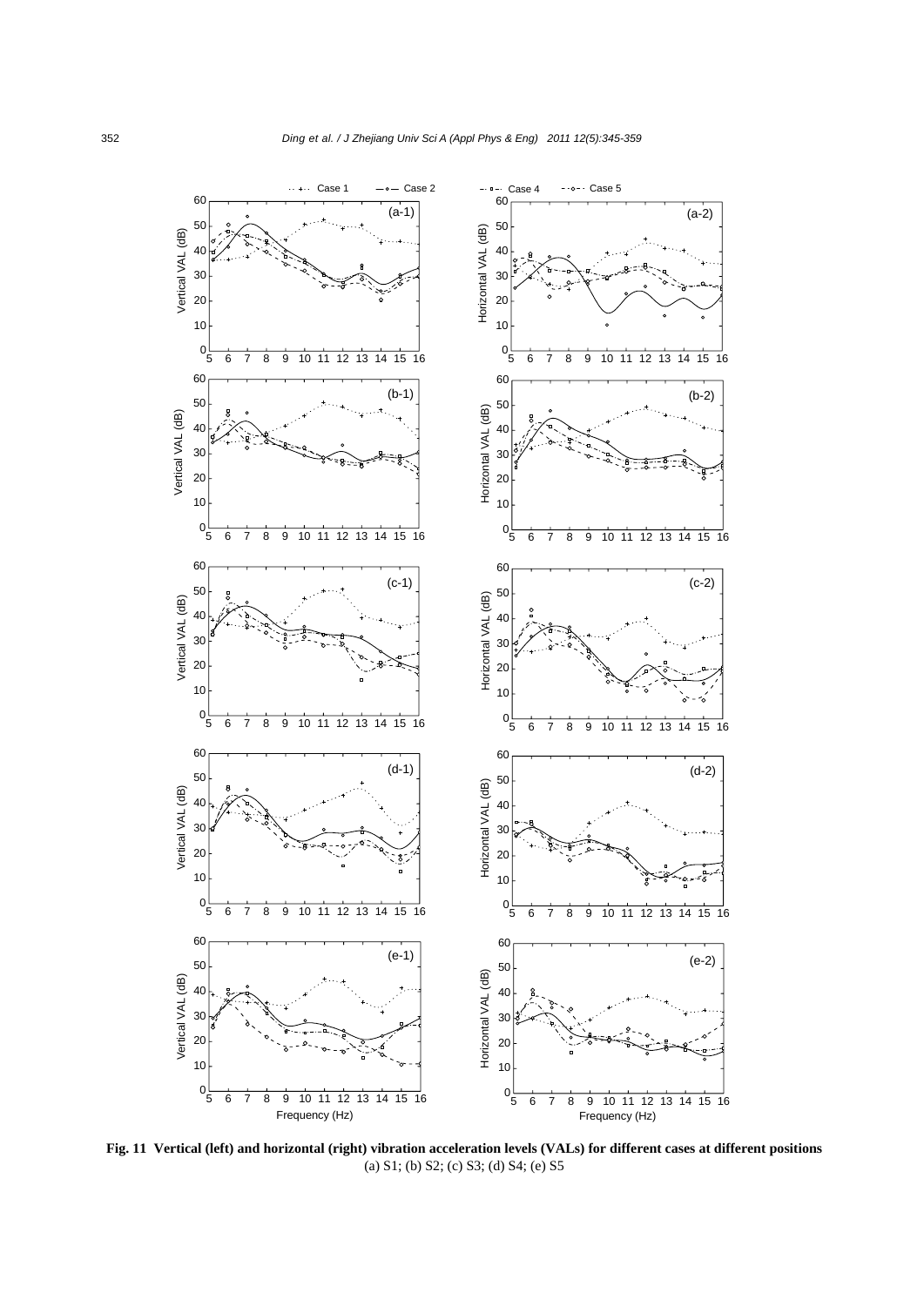**Fig. 11 Vertical (left) and horizontal (right) vibration acceleration levels (VALs) for different cases at different positions**
(a) S1; (b) S2; (c) S3; (d) S4; (e) S5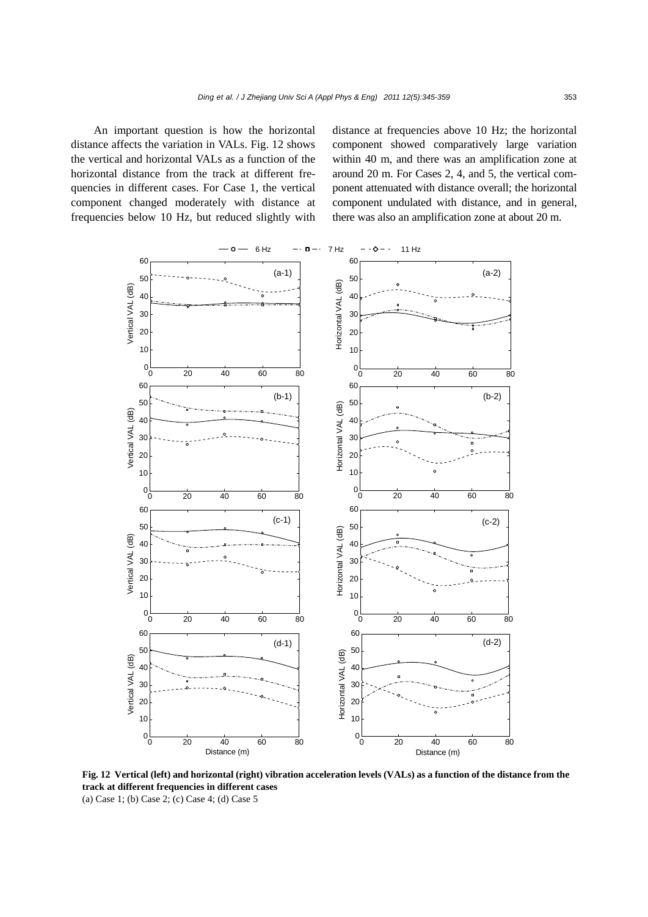An important question is how the horizontal distance affects the variation in VALs. Fig. 12 shows the vertical and horizontal VALs as a function of the horizontal distance from the track at different frequencies in different cases. For Case 1, the vertical component changed moderately with distance at frequencies below 10 Hz, but reduced slightly with distance at frequencies above 10 Hz; the horizontal component showed comparatively large variation within 40 m, and there was an amplification zone at around 20 m. For Cases 2, 4, and 5, the vertical component attenuated with distance overall; the horizontal component undulated with distance, and in general, there was also an amplification zone at about 20 m.

**Fig. 12 Vertical (left) and horizontal (right) vibration acceleration levels (VALs) as a function of the distance from the track at different frequencies in different cases**

(a) Case 1; (b) Case 2; (c) Case 4; (d) Case 5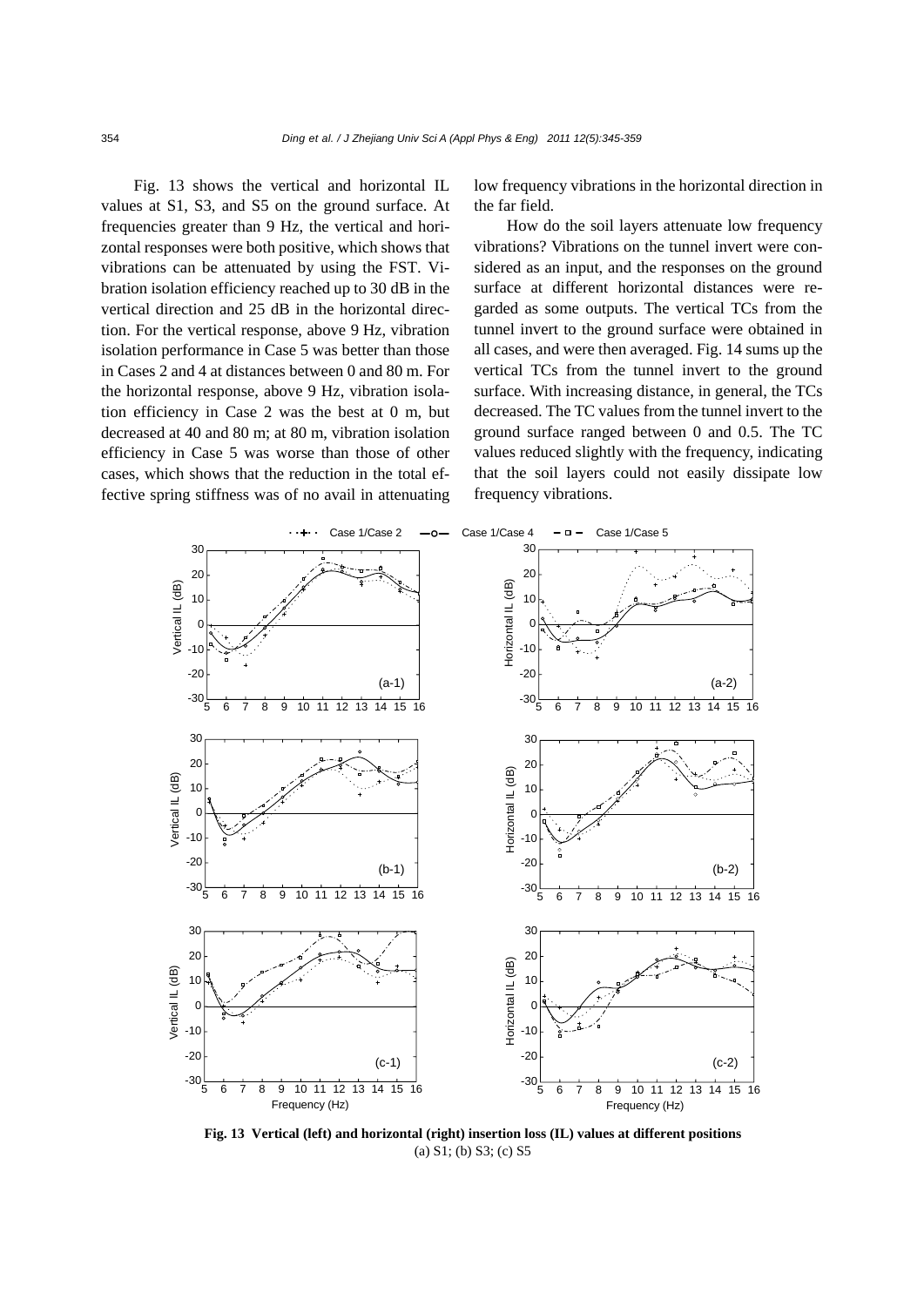Fig. 13 shows the vertical and horizontal IL values at S1, S3, and S5 on the ground surface. At frequencies greater than 9 Hz, the vertical and horizontal responses were both positive, which shows that vibrations can be attenuated by using the FST. Vibration isolation efficiency reached up to 30 dB in the vertical direction and 25 dB in the horizontal direction. For the vertical response, above 9 Hz, vibration isolation performance in Case 5 was better than those in Cases 2 and 4 at distances between 0 and 80 m. For the horizontal response, above 9 Hz, vibration isolation efficiency in Case 2 was the best at 0 m, but decreased at 40 and 80 m; at 80 m, vibration isolation efficiency in Case 5 was worse than those of other cases, which shows that the reduction in the total effective spring stiffness was of no avail in attenuating low frequency vibrations in the horizontal direction in the far field.

How do the soil layers attenuate low frequency vibrations? Vibrations on the tunnel invert were considered as an input, and the responses on the ground surface at different horizontal distances were regarded as some outputs. The vertical TCs from the tunnel invert to the ground surface were obtained in all cases, and were then averaged. Fig. 14 sums up the vertical TCs from the tunnel invert to the ground surface. With increasing distance, in general, the TCs decreased. The TC values from the tunnel invert to the ground surface ranged between 0 and 0.5. The TC values reduced slightly with the frequency, indicating that the soil layers could not easily dissipate low frequency vibrations.

**Fig. 13 Vertical (left) and horizontal (right) insertion loss (IL) values at different positions**
(a) S1; (b) S3; (c) S5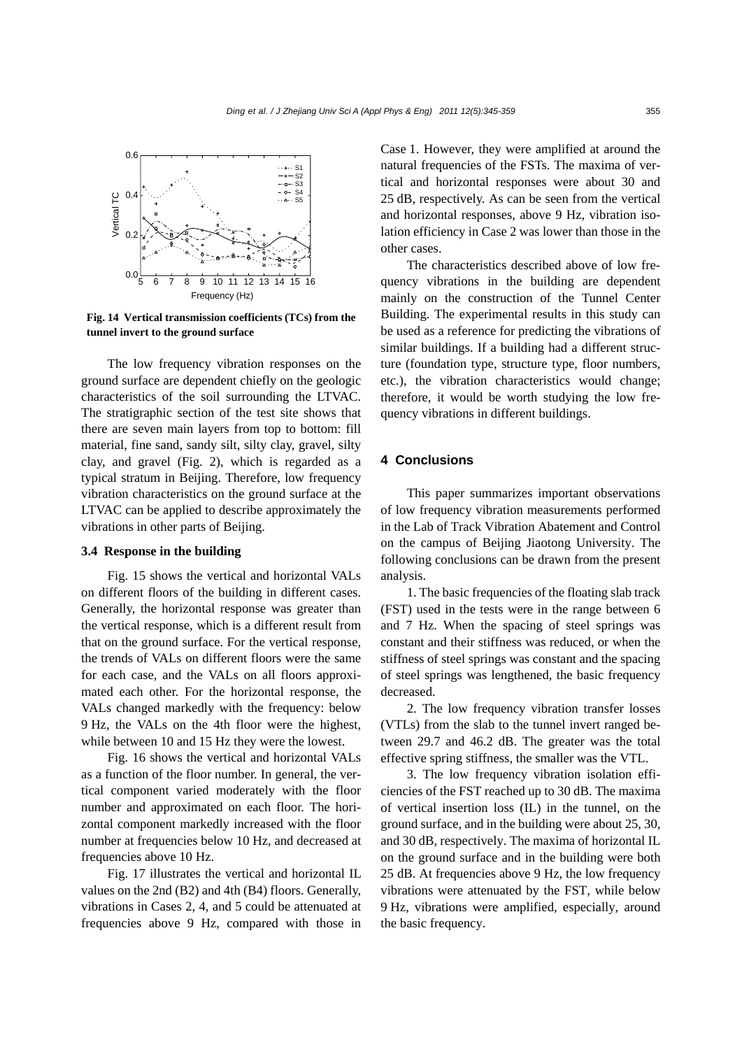Fig. 14 Vertical transmission coefficients (TCs) from the tunnel invert to the ground surface

The low frequency vibration responses on the ground surface are dependent chiefly on the geologic characteristics of the soil surrounding the LTVAC. The stratigraphic section of the test site shows that there are seven main layers from top to bottom: fill material, fine sand, sandy silt, silty clay, gravel, silty clay, and gravel (Fig. 2), which is regarded as a typical stratum in Beijing. Therefore, low frequency vibration characteristics on the ground surface at the LTVAC can be applied to describe approximately the vibrations in other parts of Beijing.

### 3.4 Response in the building

Fig. 15 shows the vertical and horizontal VALs on different floors of the building in different cases. Generally, the horizontal response was greater than the vertical response, which is a different result from that on the ground surface. For the vertical response, the trends of VALs on different floors were the same for each case, and the VALs on all floors approximated each other. For the horizontal response, the VALs changed markedly with the frequency: below 9 Hz, the VALs on the 4th floor were the highest, while between 10 and 15 Hz they were the lowest.

Fig. 16 shows the vertical and horizontal VALs as a function of the floor number. In general, the vertical component varied moderately with the floor number and approximated on each floor. The horizontal component markedly increased with the floor number at frequencies below 10 Hz, and decreased at frequencies above 10 Hz.

Fig. 17 illustrates the vertical and horizontal IL values on the 2nd (B2) and 4th (B4) floors. Generally, vibrations in Cases 2, 4, and 5 could be attenuated at frequencies above 9 Hz, compared with those in Case 1. However, they were amplified at around the natural frequencies of the FSTs. The maxima of vertical and horizontal responses were about 30 and 25 dB, respectively. As can be seen from the vertical and horizontal responses, above 9 Hz, vibration isolation efficiency in Case 2 was lower than those in the other cases.

The characteristics described above of low frequency vibrations in the building are dependent mainly on the construction of the Tunnel Center Building. The experimental results in this study can be used as a reference for predicting the vibrations of similar buildings. If a building had a different structure (foundation type, structure type, floor numbers, etc.), the vibration characteristics would change; therefore, it would be worth studying the low frequency vibrations in different buildings.

## 4 Conclusions

This paper summarizes important observations of low frequency vibration measurements performed in the Lab of Track Vibration Abatement and Control on the campus of Beijing Jiaotong University. The following conclusions can be drawn from the present analysis.

1. The basic frequencies of the floating slab track (FST) used in the tests were in the range between 6 and 7 Hz. When the spacing of steel springs was constant and their stiffness was reduced, or when the stiffness of steel springs was constant and the spacing of steel springs was lengthened, the basic frequency decreased.

2. The low frequency vibration transfer losses (VTLs) from the slab to the tunnel invert ranged between 29.7 and 46.2 dB. The greater was the total effective spring stiffness, the smaller was the VTL.

3. The low frequency vibration isolation efficiencies of the FST reached up to 30 dB. The maxima of vertical insertion loss (IL) in the tunnel, on the ground surface, and in the building were about 25, 30, and 30 dB, respectively. The maxima of horizontal IL on the ground surface and in the building were both 25 dB. At frequencies above 9 Hz, the low frequency vibrations were attenuated by the FST, while below 9 Hz, vibrations were amplified, especially, around the basic frequency.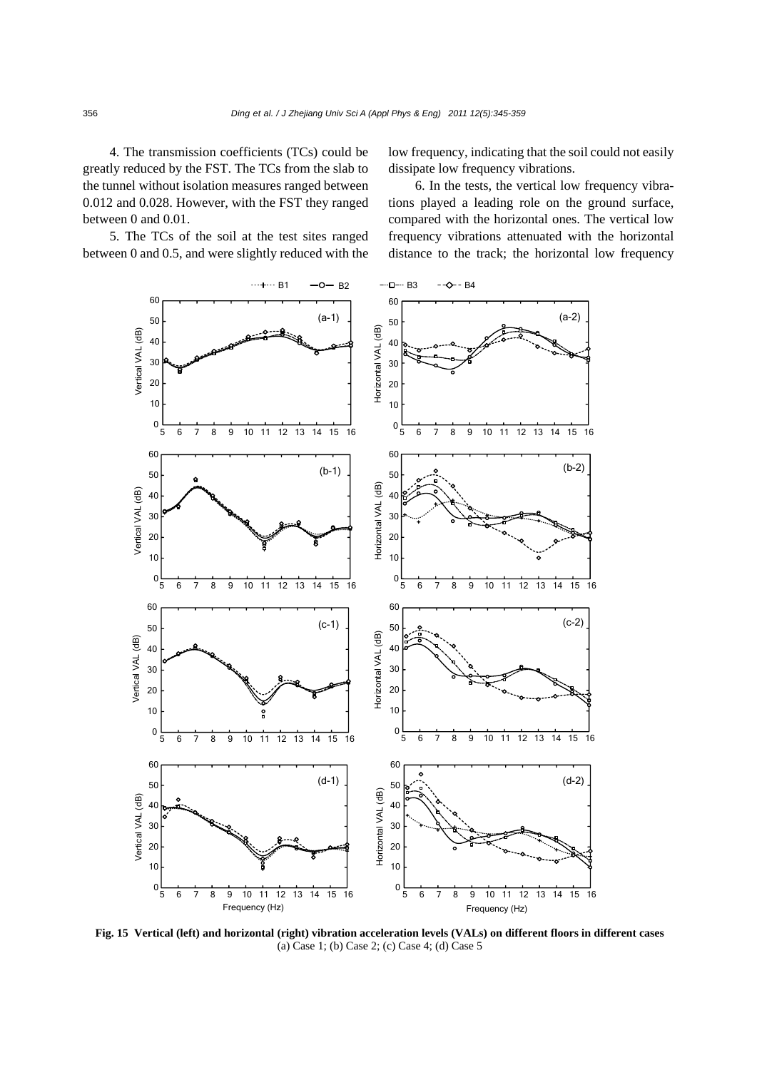4. The transmission coefficients (TCs) could be greatly reduced by the FST. The TCs from the slab to the tunnel without isolation measures ranged between 0.012 and 0.028. However, with the FST they ranged between 0 and 0.01.

5. The TCs of the soil at the test sites ranged between 0 and 0.5, and were slightly reduced with the low frequency, indicating that the soil could not easily dissipate low frequency vibrations.

6. In the tests, the vertical low frequency vibrations played a leading role on the ground surface, compared with the horizontal ones. The vertical low frequency vibrations attenuated with the horizontal distance to the track; the horizontal low frequency

**Fig. 15 Vertical (left) and horizontal (right) vibration acceleration levels (VALs) on different floors in different cases**
(a) Case 1; (b) Case 2; (c) Case 4; (d) Case 5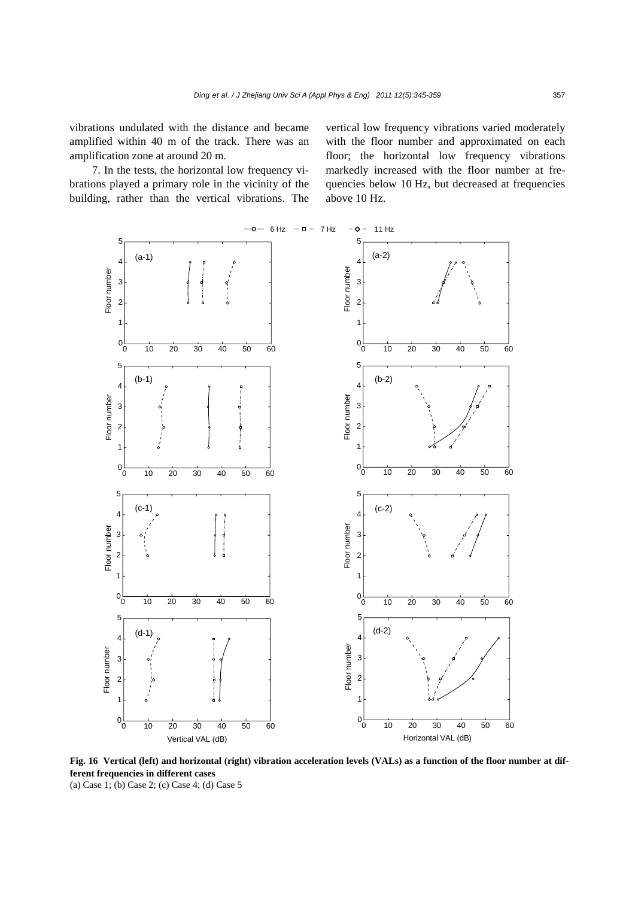vibrations undulated with the distance and became amplified within 40 m of the track. There was an amplification zone at around 20 m.

7. In the tests, the horizontal low frequency vibrations played a primary role in the vicinity of the building, rather than the vertical vibrations. The vertical low frequency vibrations varied moderately with the floor number and approximated on each floor; the horizontal low frequency vibrations markedly increased with the floor number at frequencies below 10 Hz, but decreased at frequencies above 10 Hz.

**Fig. 16 Vertical (left) and horizontal (right) vibration acceleration levels (VALs) as a function of the floor number at different frequencies in different cases**

(a) Case 1; (b) Case 2; (c) Case 4; (d) Case 5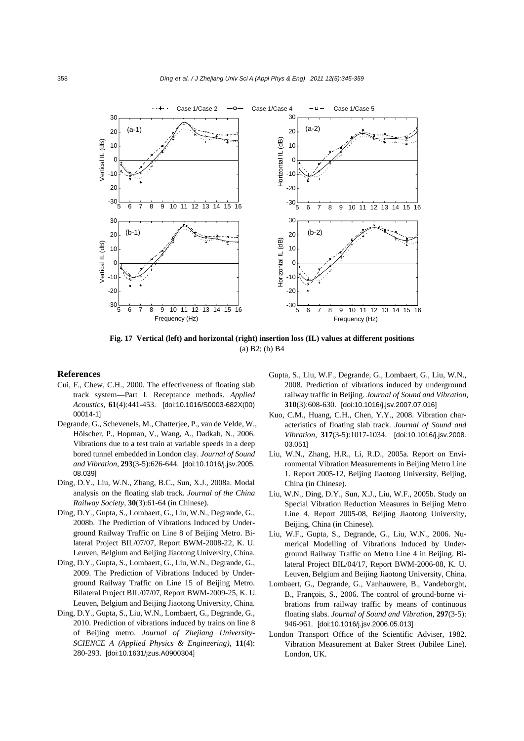**Fig. 17 Vertical (left) and horizontal (right) insertion loss (IL) values at different positions**
(a) B2; (b) B4

## References

Cui, F., Chew, C.H., 2000. The effectiveness of floating slab track system—Part I. Receptance methods. *Applied Acoustics*, **61**(4):441-453. [doi:10.1016/S0003-682X(00) 00014-1]

Degrande, G., Schevenels, M., Chatterjee, P., van de Velde, W., Hölscher, P., Hopman, V., Wang, A., Dadkah, N., 2006. Vibrations due to a test train at variable speeds in a deep bored tunnel embedded in London clay. *Journal of Sound and Vibration*, **293**(3-5):626-644. [doi:10.1016/j.jsv.2005. 08.039]

Ding, D.Y., Liu, W.N., Zhang, B.C., Sun, X.J., 2008a. Modal analysis on the floating slab track. *Journal of the China Railway Society*, **30**(3):61-64 (in Chinese).

Ding, D.Y., Gupta, S., Lombaert, G., Liu, W.N., Degrande, G., 2008b. The Prediction of Vibrations Induced by Underground Railway Traffic on Line 8 of Beijing Metro. Bilateral Project BIL/07/07, Report BWM-2008-22, K. U. Leuven, Belgium and Beijing Jiaotong University, China.

Ding, D.Y., Gupta, S., Lombaert, G., Liu, W.N., Degrande, G., 2009. The Prediction of Vibrations Induced by Underground Railway Traffic on Line 15 of Beijing Metro. Bilateral Project BIL/07/07, Report BWM-2009-25, K. U. Leuven, Belgium and Beijing Jiaotong University, China.

Ding, D.Y., Gupta, S., Liu, W.N., Lombaert, G., Degrande, G., 2010. Prediction of vibrations induced by trains on line 8 of Beijing metro. *Journal of Zhejiang University-SCIENCE A (Applied Physics & Engineering)*, **11**(4): 280-293. [doi:10.1631/jzus.A0900304]

Gupta, S., Liu, W.F., Degrande, G., Lombaert, G., Liu, W.N., 2008. Prediction of vibrations induced by underground railway traffic in Beijing. *Journal of Sound and Vibration*, **310**(3):608-630. [doi:10.1016/j.jsv.2007.07.016]

Kuo, C.M., Huang, C.H., Chen, Y.Y., 2008. Vibration characteristics of floating slab track. *Journal of Sound and Vibration*, **317**(3-5):1017-1034. [doi:10.1016/j.jsv.2008. 03.051]

Liu, W.N., Zhang, H.R., Li, R.D., 2005a. Report on Environmental Vibration Measurements in Beijing Metro Line 1. Report 2005-12, Beijing Jiaotong University, Beijing, China (in Chinese).

Liu, W.N., Ding, D.Y., Sun, X.J., Liu, W.F., 2005b. Study on Special Vibration Reduction Measures in Beijing Metro Line 4. Report 2005-08, Beijing Jiaotong University, Beijing, China (in Chinese).

Liu, W.F., Gupta, S., Degrande, G., Liu, W.N., 2006. Numerical Modelling of Vibrations Induced by Underground Railway Traffic on Metro Line 4 in Beijing. Bilateral Project BIL/04/17, Report BWM-2006-08, K. U. Leuven, Belgium and Beijing Jiaotong University, China.

Lombaert, G., Degrande, G., Vanhauwere, B., Vandeborght, B., François, S., 2006. The control of ground-borne vibrations from railway traffic by means of continuous floating slabs. *Journal of Sound and Vibration*, **297**(3-5): 946-961. [doi:10.1016/j.jsv.2006.05.013]

London Transport Office of the Scientific Adviser, 1982. Vibration Measurement at Baker Street (Jubilee Line). London, UK.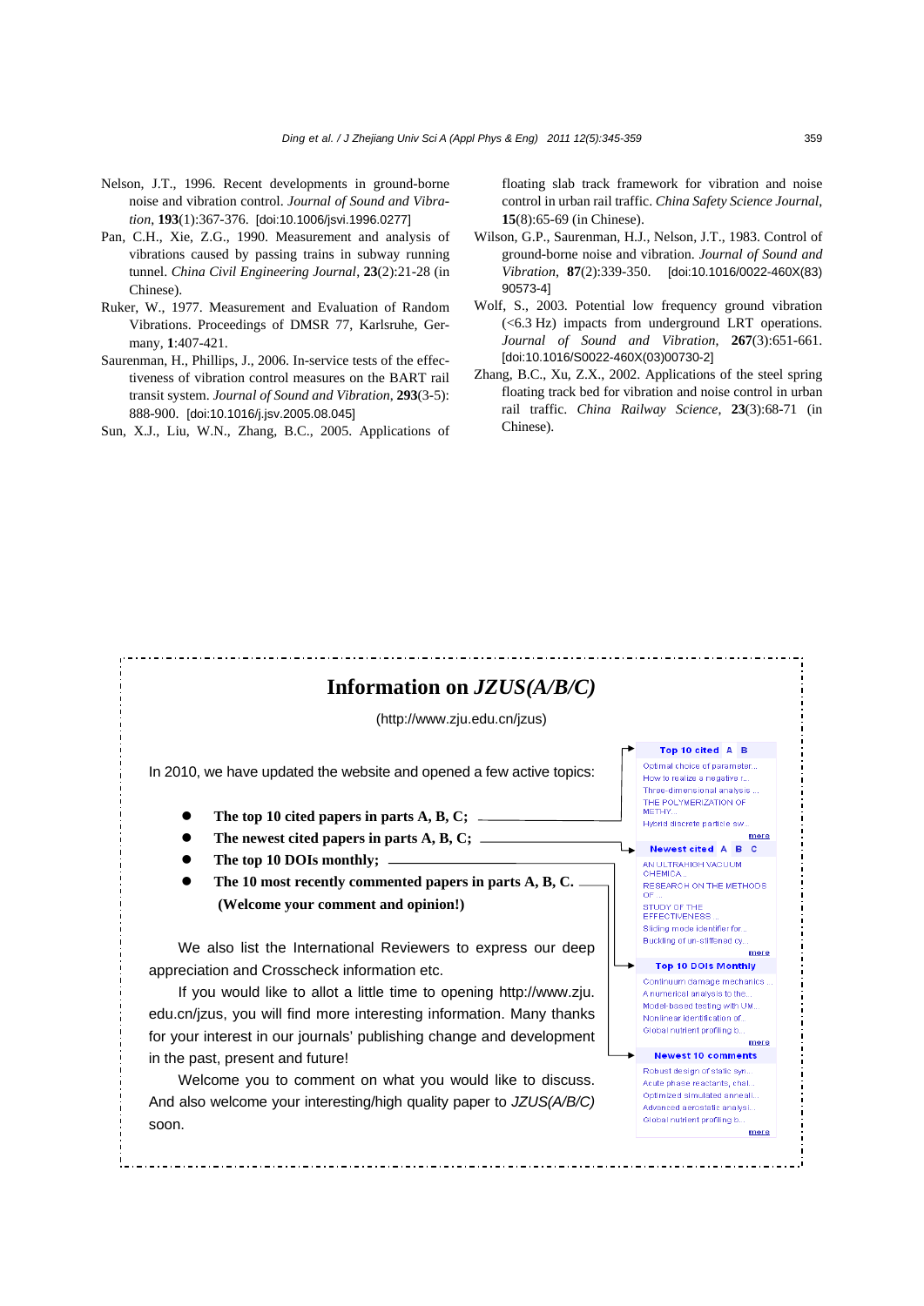Nelson, J.T., 1996. Recent developments in ground-borne noise and vibration control. *Journal of Sound and Vibration*, **193**(1):367-376. [doi:10.1006/jsvi.1996.0277]

Pan, C.H., Xie, Z.G., 1990. Measurement and analysis of vibrations caused by passing trains in subway running tunnel. *China Civil Engineering Journal*, **23**(2):21-28 (in Chinese).

Ruker, W., 1977. Measurement and Evaluation of Random Vibrations. Proceedings of DMSR 77, Karlsruhe, Germany, **1**:407-421.

Saurenman, H., Phillips, J., 2006. In-service tests of the effectiveness of vibration control measures on the BART rail transit system. *Journal of Sound and Vibration*, **293**(3-5):888-900. [doi:10.1016/j.jsv.2005.08.045]

Sun, X.J., Liu, W.N., Zhang, B.C., 2005. Applications of floating slab track framework for vibration and noise control in urban rail traffic. *China Safety Science Journal*, **15**(8):65-69 (in Chinese).

Wilson, G.P., Saurenman, H.J., Nelson, J.T., 1983. Control of ground-borne noise and vibration. *Journal of Sound and Vibration*, **87**(2):339-350. [doi:10.1016/0022-460X(83)90573-4]

Wolf, S., 2003. Potential low frequency ground vibration (<6.3 Hz) impacts from underground LRT operations. *Journal of Sound and Vibration*, **267**(3):651-661. [doi:10.1016/S0022-460X(03)00730-2]

Zhang, B.C., Xu, Z.X., 2002. Applications of the steel spring floating track bed for vibration and noise control in urban rail traffic. *China Railway Science*, **23**(3):68-71 (in Chinese).

## Information on *JZUS(A/B/C)*

(http://www.zju.edu.cn/jzus)

In 2010, we have updated the website and opened a few active topics:

- **The top 10 cited papers in parts A, B, C;**
- **The newest cited papers in parts A, B, C;**
- **The top 10 DOIs monthly;**
- **The 10 most recently commented papers in parts A, B, C.**
  **(Welcome your comment and opinion!)**

We also list the International Reviewers to express our deep appreciation and Crosscheck information etc.

If you would like to allot a little time to opening http://www.zju.edu.cn/jzus, you will find more interesting information. Many thanks for your interest in our journals' publishing change and development in the past, present and future!

Welcome you to comment on what you would like to discuss. And also welcome your interesting/high quality paper to *JZUS(A/B/C)* soon.

**Top 10 cited** A B

Optimal choice of parameter...
How to realize a negative r...
Three-dimensional analysis ...
THE POLYMERIZATION OF METHY...
Hybrid discrete particle sw...
more

**Newest cited** A B C

AN ULTRAHIGH VACUUM CHEMICA...
RESEARCH ON THE METHODS OF ...
STUDY OF THE EFFECTIVENESS ...
Sliding mode identifier for...
Buckling of un-stiffened cy...
more

**Top 10 DOIs Monthly**

Continuum damage mechanics ...
A numerical analysis to the...
Model-based testing with UM...
Nonlinear identification of...
Global nutrient profiling b...
more

**Newest 10 comments**

Robust design of static syn...
Acute phase reactants, chal...
Optimized simulated anneali...
Advanced aerostatic analysi...
Global nutrient profiling b...
more